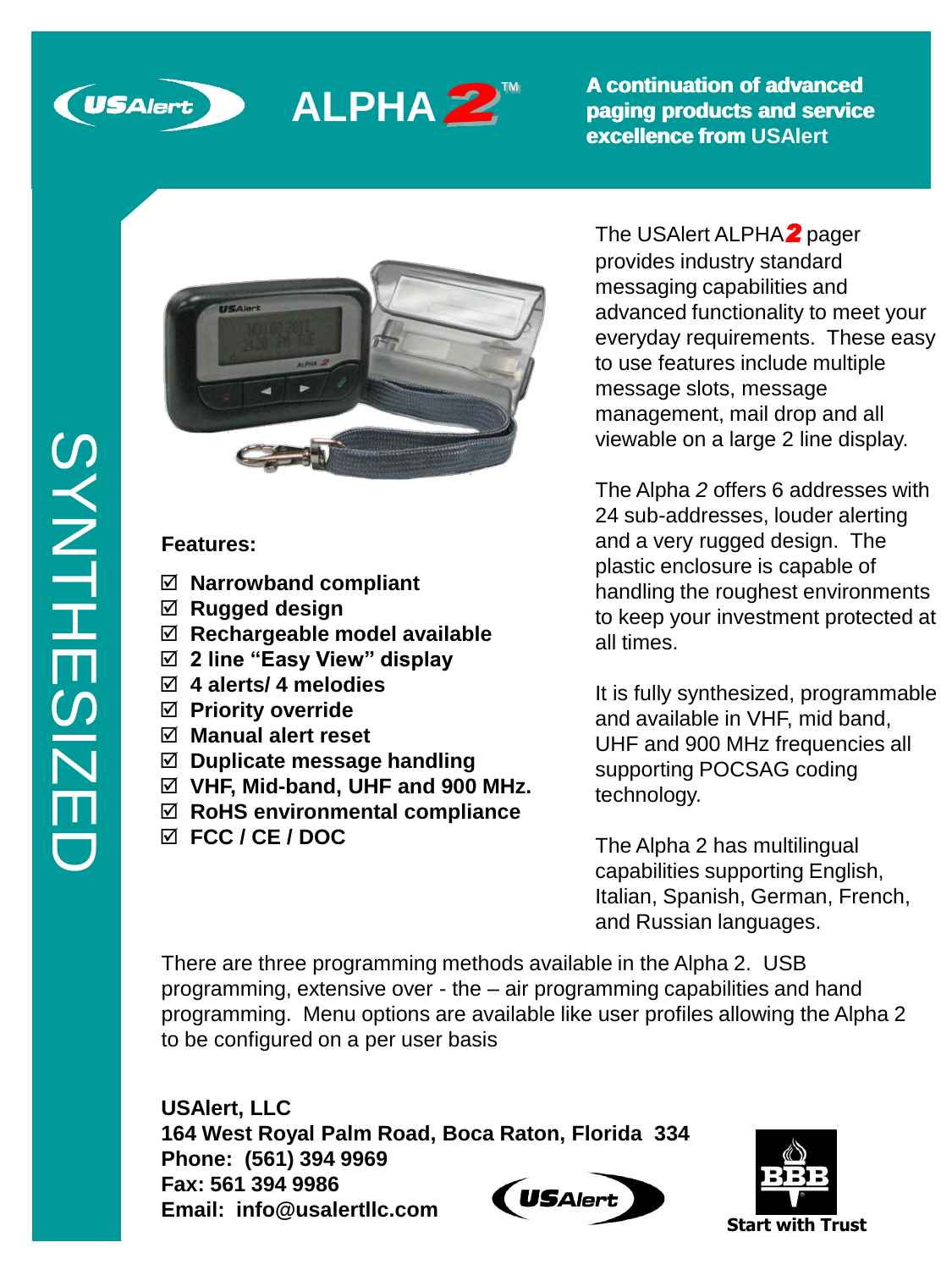# USAlert ALPHA 2™

**A continuation of advanced paging products and service excellence from USAlert**

SYNTHESIZED

The USAlert ALPHA2 pager provides industry standard messaging capabilities and advanced functionality to meet your everyday requirements. These easy to use features include multiple message slots, message management, mail drop and all viewable on a large 2 line display.

The Alpha *2* offers 6 addresses with 24 sub-addresses, louder alerting and a very rugged design. The plastic enclosure is capable of handling the roughest environments to keep your investment protected at all times.

It is fully synthesized, programmable and available in VHF, mid band, UHF and 900 MHz frequencies all supporting POCSAG coding technology.

The Alpha 2 has multilingual capabilities supporting English, Italian, Spanish, German, French, and Russian languages.

**Features:**

- ☑ **Narrowband compliant**
- ☑ **Rugged design**
- ☑ **Rechargeable model available**
- ☑ **2 line "Easy View" display**
- ☑ **4 alerts/ 4 melodies**
- ☑ **Priority override**
- ☑ **Manual alert reset**
- ☑ **Duplicate message handling**
- ☑ **VHF, Mid-band, UHF and 900 MHz.**
- ☑ **RoHS environmental compliance**
- ☑ **FCC / CE / DOC**

There are three programming methods available in the Alpha 2. USB programming, extensive over - the – air programming capabilities and hand programming. Menu options are available like user profiles allowing the Alpha 2 to be configured on a per user basis

**USAlert, LLC**
**164 West Royal Palm Road, Boca Raton, Florida 334**
**Phone: (561) 394 9969**
**Fax: 561 394 9986**
**Email: info@usalertllc.com**

**Start with Trust**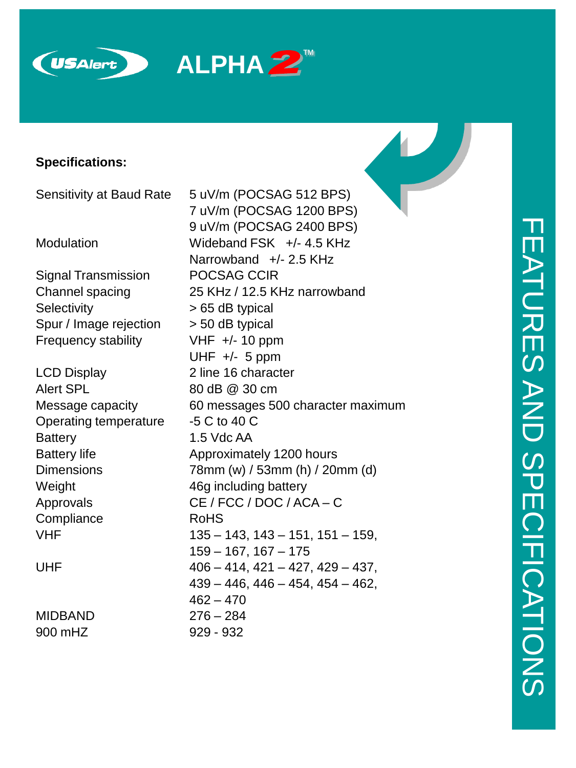USAlert ALPHA 2™

FEATURES AND SPECIFICATIONS

**Specifications:**

| | |
|---|---|
| Sensitivity at Baud Rate | 5 uV/m (POCSAG 512 BPS)<br>7 uV/m (POCSAG 1200 BPS)<br>9 uV/m (POCSAG 2400 BPS) |
| Modulation | Wideband FSK +/- 4.5 KHz<br>Narrowband +/- 2.5 KHz |
| Signal Transmission | POCSAG CCIR |
| Channel spacing | 25 KHz / 12.5 KHz narrowband |
| Selectivity | > 65 dB typical |
| Spur / Image rejection | > 50 dB typical |
| Frequency stability | VHF +/- 10 ppm<br>UHF +/- 5 ppm |
| LCD Display | 2 line 16 character |
| Alert SPL | 80 dB @ 30 cm |
| Message capacity | 60 messages 500 character maximum |
| Operating temperature | -5 C to 40 C |
| Battery | 1.5 Vdc AA |
| Battery life | Approximately 1200 hours |
| Dimensions | 78mm (w) / 53mm (h) / 20mm (d) |
| Weight | 46g including battery |
| Approvals | CE / FCC / DOC / ACA – C |
| Compliance | RoHS |
| VHF | 135 – 143, 143 – 151, 151 – 159,<br>159 – 167, 167 – 175 |
| UHF | 406 – 414, 421 – 427, 429 – 437,<br>439 – 446, 446 – 454, 454 – 462,<br>462 – 470 |
| MIDBAND | 276 – 284 |
| 900 mHZ | 929 - 932 |